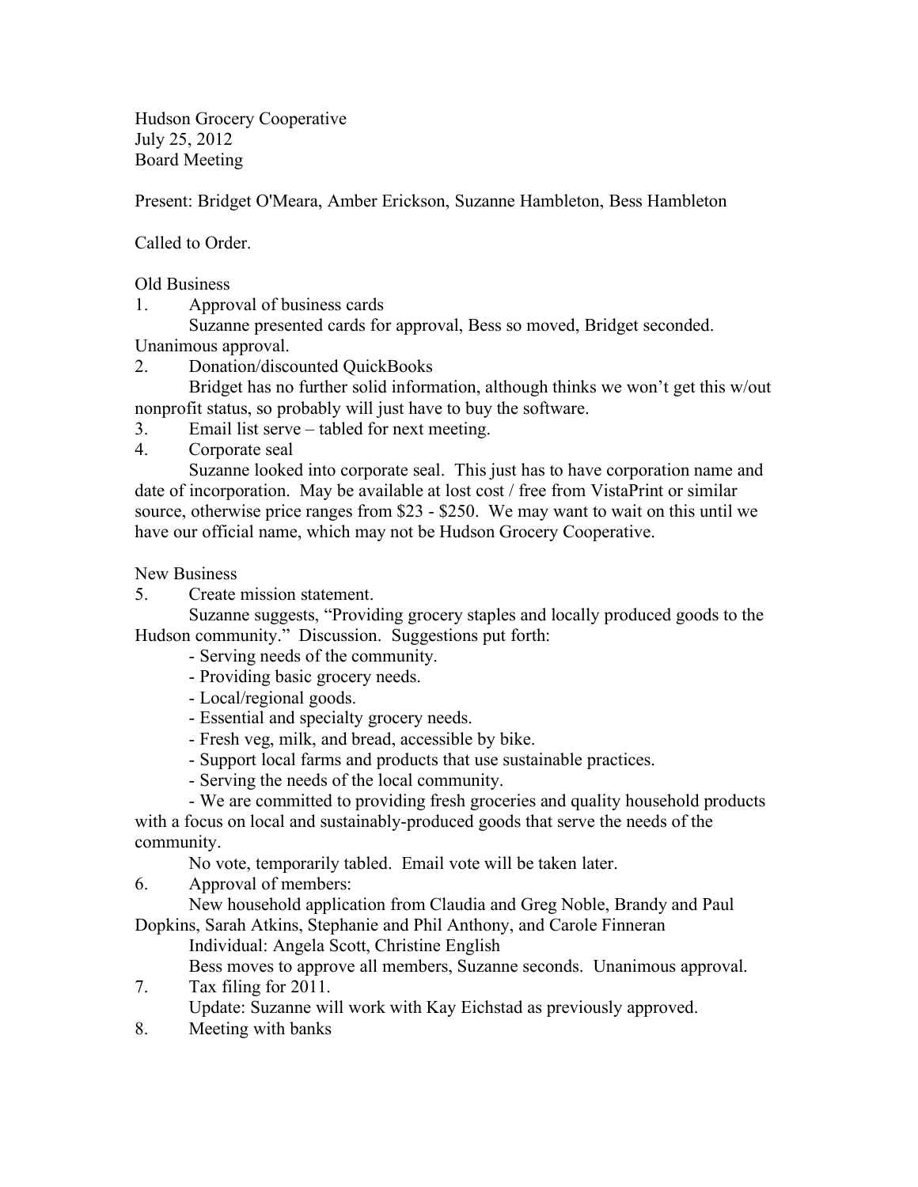Hudson Grocery Cooperative
July 25, 2012
Board Meeting

Present: Bridget O'Meara, Amber Erickson, Suzanne Hambleton, Bess Hambleton

Called to Order.

Old Business

1. Approval of business cards
   Suzanne presented cards for approval, Bess so moved, Bridget seconded. Unanimous approval.
2. Donation/discounted QuickBooks
   Bridget has no further solid information, although thinks we won't get this w/out nonprofit status, so probably will just have to buy the software.
3. Email list serve – tabled for next meeting.
4. Corporate seal
   Suzanne looked into corporate seal. This just has to have corporation name and date of incorporation. May be available at lost cost / free from VistaPrint or similar source, otherwise price ranges from $23 - $250. We may want to wait on this until we have our official name, which may not be Hudson Grocery Cooperative.

New Business

5. Create mission statement.
   Suzanne suggests, "Providing grocery staples and locally produced goods to the Hudson community." Discussion. Suggestions put forth:
   - Serving needs of the community.
   - Providing basic grocery needs.
   - Local/regional goods.
   - Essential and specialty grocery needs.
   - Fresh veg, milk, and bread, accessible by bike.
   - Support local farms and products that use sustainable practices.
   - Serving the needs of the local community.
   - We are committed to providing fresh groceries and quality household products with a focus on local and sustainably-produced goods that serve the needs of the community.

   No vote, temporarily tabled. Email vote will be taken later.
6. Approval of members:
   New household application from Claudia and Greg Noble, Brandy and Paul Dopkins, Sarah Atkins, Stephanie and Phil Anthony, and Carole Finneran
   Individual: Angela Scott, Christine English
   Bess moves to approve all members, Suzanne seconds. Unanimous approval.
7. Tax filing for 2011.
   Update: Suzanne will work with Kay Eichstad as previously approved.
8. Meeting with banks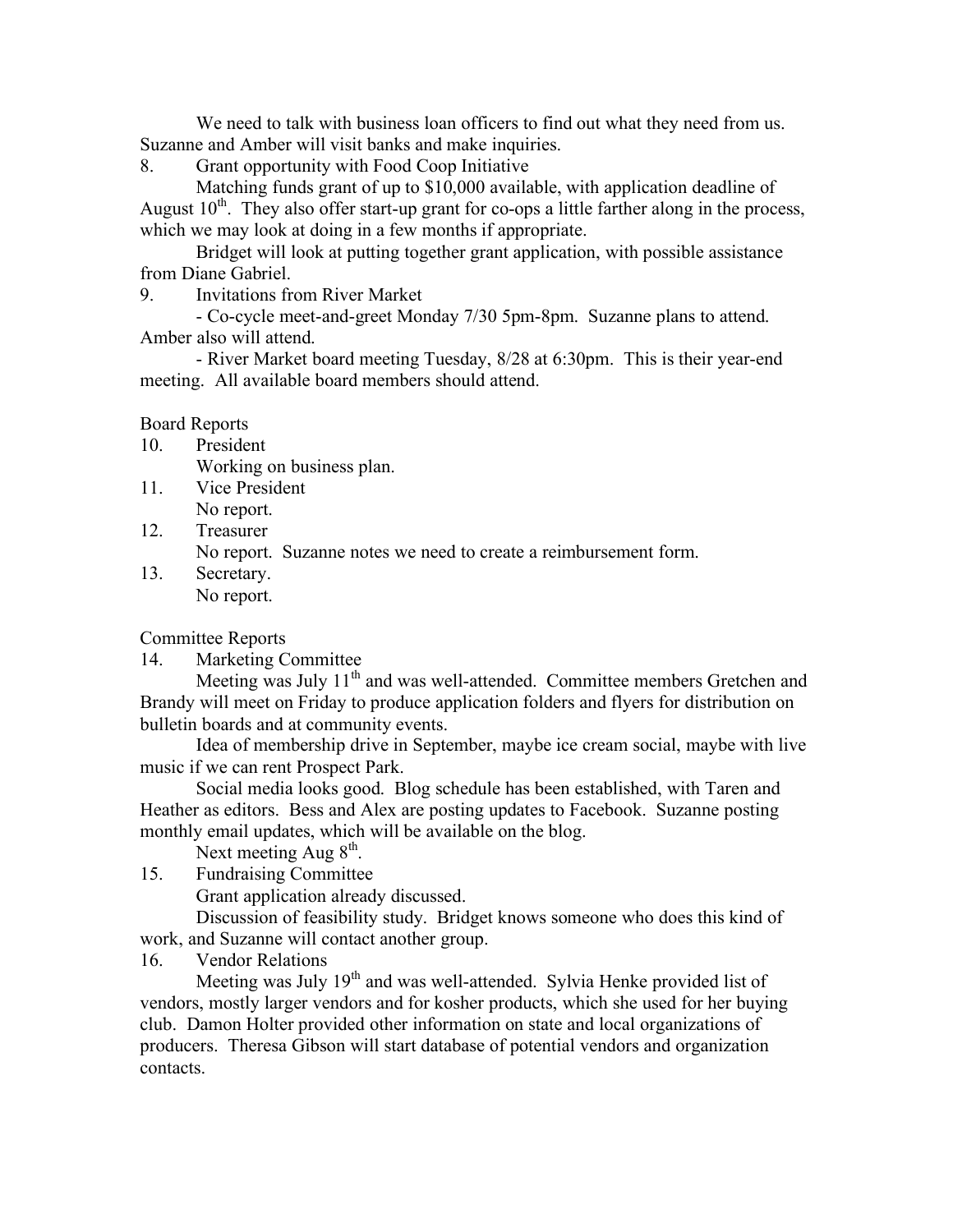We need to talk with business loan officers to find out what they need from us. Suzanne and Amber will visit banks and make inquiries.

8. Grant opportunity with Food Coop Initiative

Matching funds grant of up to $10,000 available, with application deadline of August 10th. They also offer start-up grant for co-ops a little farther along in the process, which we may look at doing in a few months if appropriate.

Bridget will look at putting together grant application, with possible assistance from Diane Gabriel.

9. Invitations from River Market

- Co-cycle meet-and-greet Monday 7/30 5pm-8pm. Suzanne plans to attend. Amber also will attend.
- River Market board meeting Tuesday, 8/28 at 6:30pm. This is their year-end meeting. All available board members should attend.

Board Reports

10. President

Working on business plan.

11. Vice President

No report.

12. Treasurer

No report. Suzanne notes we need to create a reimbursement form.

13. Secretary.

No report.

Committee Reports

14. Marketing Committee

Meeting was July 11th and was well-attended. Committee members Gretchen and Brandy will meet on Friday to produce application folders and flyers for distribution on bulletin boards and at community events.

Idea of membership drive in September, maybe ice cream social, maybe with live music if we can rent Prospect Park.

Social media looks good. Blog schedule has been established, with Taren and Heather as editors. Bess and Alex are posting updates to Facebook. Suzanne posting monthly email updates, which will be available on the blog.

Next meeting Aug 8th.

15. Fundraising Committee

Grant application already discussed.

Discussion of feasibility study. Bridget knows someone who does this kind of work, and Suzanne will contact another group.

16. Vendor Relations

Meeting was July 19th and was well-attended. Sylvia Henke provided list of vendors, mostly larger vendors and for kosher products, which she used for her buying club. Damon Holter provided other information on state and local organizations of producers. Theresa Gibson will start database of potential vendors and organization contacts.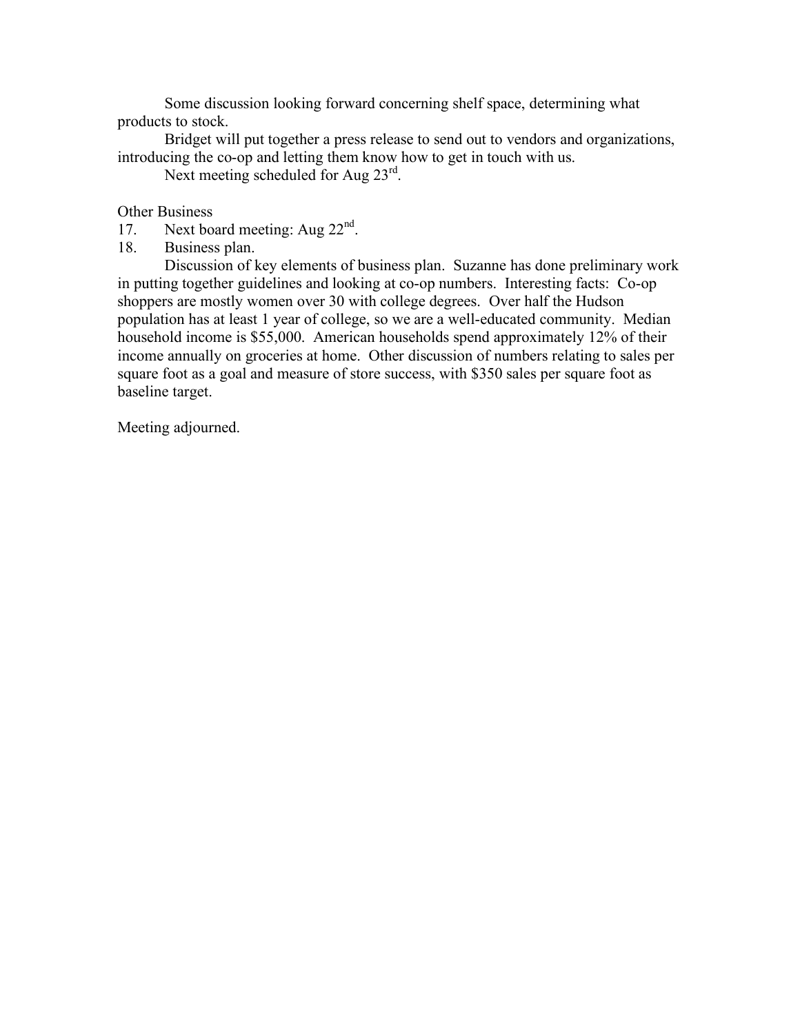Some discussion looking forward concerning shelf space, determining what products to stock.

Bridget will put together a press release to send out to vendors and organizations, introducing the co-op and letting them know how to get in touch with us.

Next meeting scheduled for Aug 23rd.

Other Business

17. Next board meeting: Aug 22nd.
18. Business plan.

Discussion of key elements of business plan. Suzanne has done preliminary work in putting together guidelines and looking at co-op numbers. Interesting facts: Co-op shoppers are mostly women over 30 with college degrees. Over half the Hudson population has at least 1 year of college, so we are a well-educated community. Median household income is $55,000. American households spend approximately 12% of their income annually on groceries at home. Other discussion of numbers relating to sales per square foot as a goal and measure of store success, with $350 sales per square foot as baseline target.

Meeting adjourned.